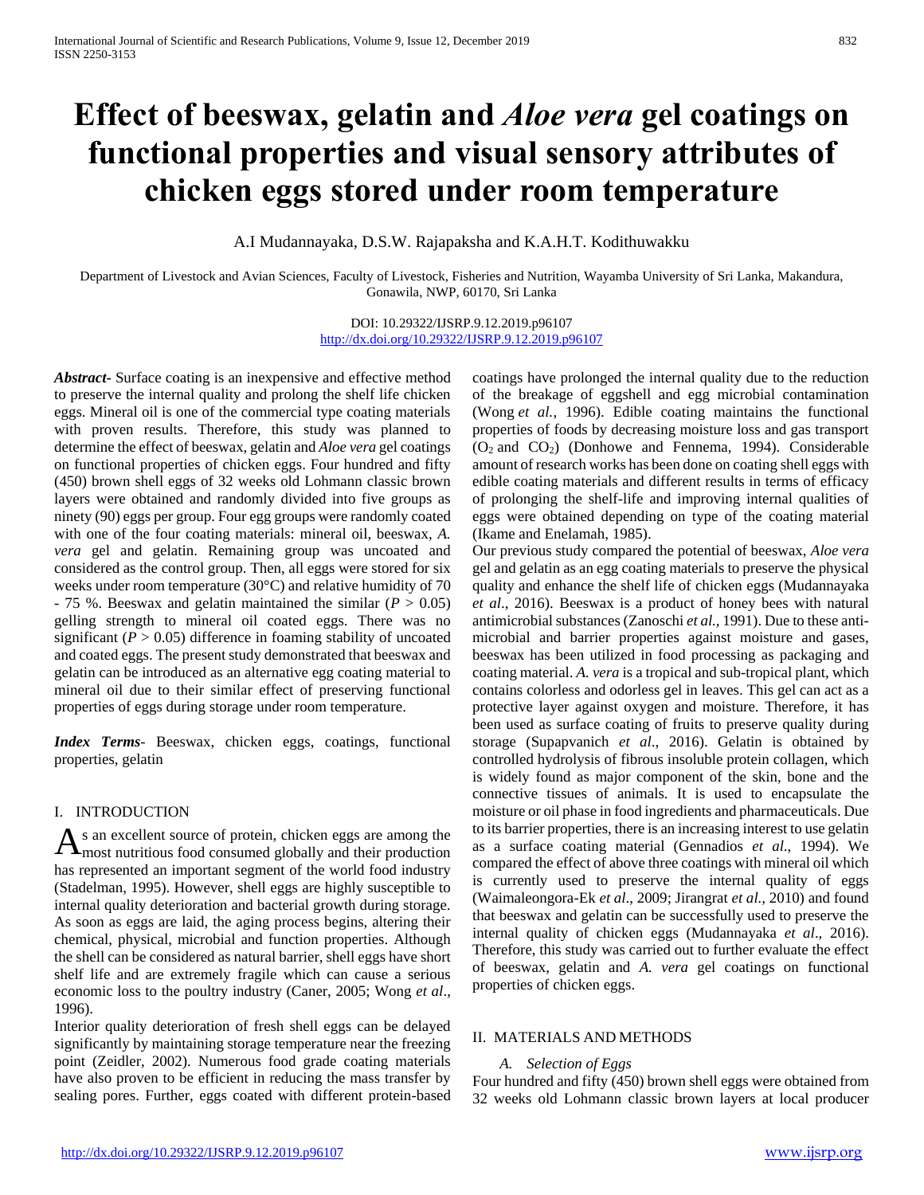# Effect of beeswax, gelatin and *Aloe vera* gel coatings on functional properties and visual sensory attributes of chicken eggs stored under room temperature

A.I Mudannayaka, D.S.W. Rajapaksha and K.A.H.T. Kodithuwakku

Department of Livestock and Avian Sciences, Faculty of Livestock, Fisheries and Nutrition, Wayamba University of Sri Lanka, Makandura, Gonawila, NWP, 60170, Sri Lanka

DOI: 10.29322/IJSRP.9.12.2019.p96107
http://dx.doi.org/10.29322/IJSRP.9.12.2019.p96107

***Abstract*-** Surface coating is an inexpensive and effective method to preserve the internal quality and prolong the shelf life chicken eggs. Mineral oil is one of the commercial type coating materials with proven results. Therefore, this study was planned to determine the effect of beeswax, gelatin and *Aloe vera* gel coatings on functional properties of chicken eggs. Four hundred and fifty (450) brown shell eggs of 32 weeks old Lohmann classic brown layers were obtained and randomly divided into five groups as ninety (90) eggs per group. Four egg groups were randomly coated with one of the four coating materials: mineral oil, beeswax, *A. vera* gel and gelatin. Remaining group was uncoated and considered as the control group. Then, all eggs were stored for six weeks under room temperature (30°C) and relative humidity of 70 - 75 %. Beeswax and gelatin maintained the similar ($P > 0.05$) gelling strength to mineral oil coated eggs. There was no significant ($P > 0.05$) difference in foaming stability of uncoated and coated eggs. The present study demonstrated that beeswax and gelatin can be introduced as an alternative egg coating material to mineral oil due to their similar effect of preserving functional properties of eggs during storage under room temperature.

***Index Terms*-** Beeswax, chicken eggs, coatings, functional properties, gelatin

## I. INTRODUCTION

As an excellent source of protein, chicken eggs are among the most nutritious food consumed globally and their production has represented an important segment of the world food industry (Stadelman, 1995). However, shell eggs are highly susceptible to internal quality deterioration and bacterial growth during storage. As soon as eggs are laid, the aging process begins, altering their chemical, physical, microbial and function properties. Although the shell can be considered as natural barrier, shell eggs have short shelf life and are extremely fragile which can cause a serious economic loss to the poultry industry (Caner, 2005; Wong *et al*., 1996).

Interior quality deterioration of fresh shell eggs can be delayed significantly by maintaining storage temperature near the freezing point (Zeidler, 2002). Numerous food grade coating materials have also proven to be efficient in reducing the mass transfer by sealing pores. Further, eggs coated with different protein-based coatings have prolonged the internal quality due to the reduction of the breakage of eggshell and egg microbial contamination (Wong *et al.*, 1996). Edible coating maintains the functional properties of foods by decreasing moisture loss and gas transport ($O_2$ and $CO_2$) (Donhowe and Fennema, 1994). Considerable amount of research works has been done on coating shell eggs with edible coating materials and different results in terms of efficacy of prolonging the shelf-life and improving internal qualities of eggs were obtained depending on type of the coating material (Ikame and Enelamah, 1985).

Our previous study compared the potential of beeswax, *Aloe vera* gel and gelatin as an egg coating materials to preserve the physical quality and enhance the shelf life of chicken eggs (Mudannayaka *et al*., 2016). Beeswax is a product of honey bees with natural antimicrobial substances (Zanoschi *et al.,* 1991). Due to these anti-microbial and barrier properties against moisture and gases, beeswax has been utilized in food processing as packaging and coating material. *A. vera* is a tropical and sub-tropical plant, which contains colorless and odorless gel in leaves. This gel can act as a protective layer against oxygen and moisture. Therefore, it has been used as surface coating of fruits to preserve quality during storage (Supapvanich *et al*., 2016). Gelatin is obtained by controlled hydrolysis of fibrous insoluble protein collagen, which is widely found as major component of the skin, bone and the connective tissues of animals. It is used to encapsulate the moisture or oil phase in food ingredients and pharmaceuticals. Due to its barrier properties, there is an increasing interest to use gelatin as a surface coating material (Gennadios *et al*., 1994). We compared the effect of above three coatings with mineral oil which is currently used to preserve the internal quality of eggs (Waimaleongora-Ek *et al*., 2009; Jirangrat *et al.,* 2010) and found that beeswax and gelatin can be successfully used to preserve the internal quality of chicken eggs (Mudannayaka *et al*., 2016). Therefore, this study was carried out to further evaluate the effect of beeswax, gelatin and *A. vera* gel coatings on functional properties of chicken eggs.

## II. MATERIALS AND METHODS

### *A. Selection of Eggs*

Four hundred and fifty (450) brown shell eggs were obtained from 32 weeks old Lohmann classic brown layers at local producer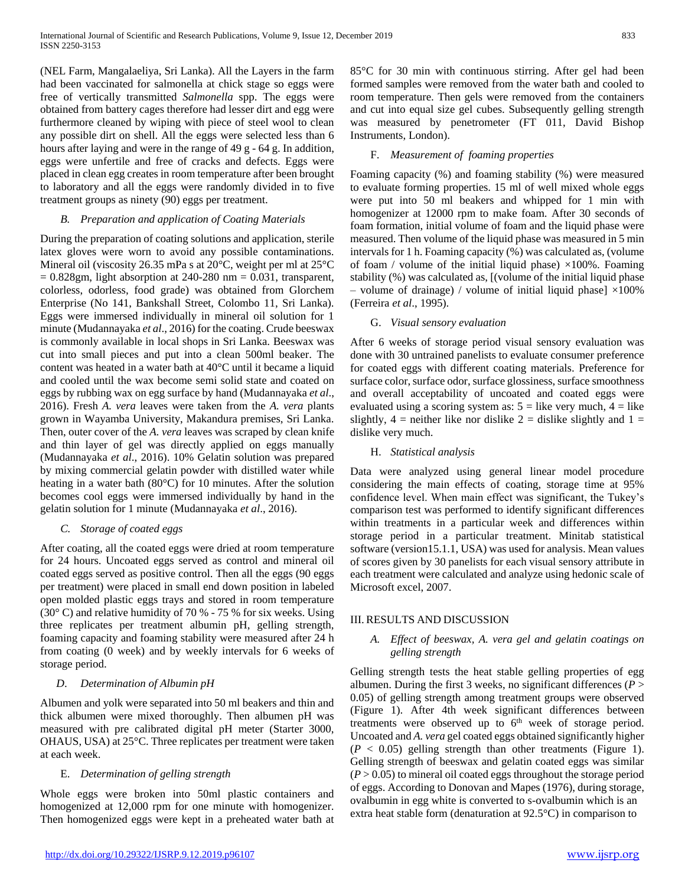(NEL Farm, Mangalaeliya, Sri Lanka). All the Layers in the farm had been vaccinated for salmonella at chick stage so eggs were free of vertically transmitted *Salmonella* spp. The eggs were obtained from battery cages therefore had lesser dirt and egg were furthermore cleaned by wiping with piece of steel wool to clean any possible dirt on shell. All the eggs were selected less than 6 hours after laying and were in the range of 49 g - 64 g. In addition, eggs were unfertile and free of cracks and defects. Eggs were placed in clean egg creates in room temperature after been brought to laboratory and all the eggs were randomly divided in to five treatment groups as ninety (90) eggs per treatment.

### *B. Preparation and application of Coating Materials*

During the preparation of coating solutions and application, sterile latex gloves were worn to avoid any possible contaminations. Mineral oil (viscosity 26.35 mPa s at 20°C, weight per ml at 25°C = 0.828gm, light absorption at 240-280 nm = 0.031, transparent, colorless, odorless, food grade) was obtained from Glorchem Enterprise (No 141, Bankshall Street, Colombo 11, Sri Lanka). Eggs were immersed individually in mineral oil solution for 1 minute (Mudannayaka *et al*., 2016) for the coating. Crude beeswax is commonly available in local shops in Sri Lanka. Beeswax was cut into small pieces and put into a clean 500ml beaker. The content was heated in a water bath at 40°C until it became a liquid and cooled until the wax become semi solid state and coated on eggs by rubbing wax on egg surface by hand (Mudannayaka *et al*., 2016). Fresh *A. vera* leaves were taken from the *A. vera* plants grown in Wayamba University, Makandura premises, Sri Lanka. Then, outer cover of the *A. vera* leaves was scraped by clean knife and thin layer of gel was directly applied on eggs manually (Mudannayaka *et al*., 2016). 10% Gelatin solution was prepared by mixing commercial gelatin powder with distilled water while heating in a water bath (80°C) for 10 minutes. After the solution becomes cool eggs were immersed individually by hand in the gelatin solution for 1 minute (Mudannayaka *et al*., 2016).

### *C. Storage of coated eggs*

After coating, all the coated eggs were dried at room temperature for 24 hours. Uncoated eggs served as control and mineral oil coated eggs served as positive control. Then all the eggs (90 eggs per treatment) were placed in small end down position in labeled open molded plastic eggs trays and stored in room temperature (30° C) and relative humidity of 70 % - 75 % for six weeks. Using three replicates per treatment albumin pH, gelling strength, foaming capacity and foaming stability were measured after 24 h from coating (0 week) and by weekly intervals for 6 weeks of storage period.

### *D. Determination of Albumin pH*

Albumen and yolk were separated into 50 ml beakers and thin and thick albumen were mixed thoroughly. Then albumen pH was measured with pre calibrated digital pH meter (Starter 3000, OHAUS, USA) at 25°C. Three replicates per treatment were taken at each week.

### *E. Determination of gelling strength*

Whole eggs were broken into 50ml plastic containers and homogenized at 12,000 rpm for one minute with homogenizer. Then homogenized eggs were kept in a preheated water bath at 85°C for 30 min with continuous stirring. After gel had been formed samples were removed from the water bath and cooled to room temperature. Then gels were removed from the containers and cut into equal size gel cubes. Subsequently gelling strength was measured by penetrometer (FT 011, David Bishop Instruments, London).

### *F. Measurement of foaming properties*

Foaming capacity (%) and foaming stability (%) were measured to evaluate forming properties. 15 ml of well mixed whole eggs were put into 50 ml beakers and whipped for 1 min with homogenizer at 12000 rpm to make foam. After 30 seconds of foam formation, initial volume of foam and the liquid phase were measured. Then volume of the liquid phase was measured in 5 min intervals for 1 h. Foaming capacity (%) was calculated as, (volume of foam / volume of the initial liquid phase) ×100%. Foaming stability (%) was calculated as, [(volume of the initial liquid phase – volume of drainage) / volume of initial liquid phase] ×100% (Ferreira *et al*., 1995).

### *G. Visual sensory evaluation*

After 6 weeks of storage period visual sensory evaluation was done with 30 untrained panelists to evaluate consumer preference for coated eggs with different coating materials. Preference for surface color, surface odor, surface glossiness, surface smoothness and overall acceptability of uncoated and coated eggs were evaluated using a scoring system as: 5 = like very much, 4 = like slightly, 4 = neither like nor dislike 2 = dislike slightly and 1 = dislike very much.

### *H. Statistical analysis*

Data were analyzed using general linear model procedure considering the main effects of coating, storage time at 95% confidence level. When main effect was significant, the Tukey's comparison test was performed to identify significant differences within treatments in a particular week and differences within storage period in a particular treatment. Minitab statistical software (version15.1.1, USA) was used for analysis. Mean values of scores given by 30 panelists for each visual sensory attribute in each treatment were calculated and analyze using hedonic scale of Microsoft excel, 2007.

## III. RESULTS AND DISCUSSION

### *A. Effect of beeswax, A. vera gel and gelatin coatings on gelling strength*

Gelling strength tests the heat stable gelling properties of egg albumen. During the first 3 weeks, no significant differences ($P > 0.05$) of gelling strength among treatment groups were observed (Figure 1). After 4th week significant differences between treatments were observed up to 6th week of storage period. Uncoated and *A. vera* gel coated eggs obtained significantly higher ($P < 0.05$) gelling strength than other treatments (Figure 1). Gelling strength of beeswax and gelatin coated eggs was similar ($P > 0.05$) to mineral oil coated eggs throughout the storage period of eggs. According to Donovan and Mapes (1976), during storage, ovalbumin in egg white is converted to s-ovalbumin which is an extra heat stable form (denaturation at 92.5°C) in comparison to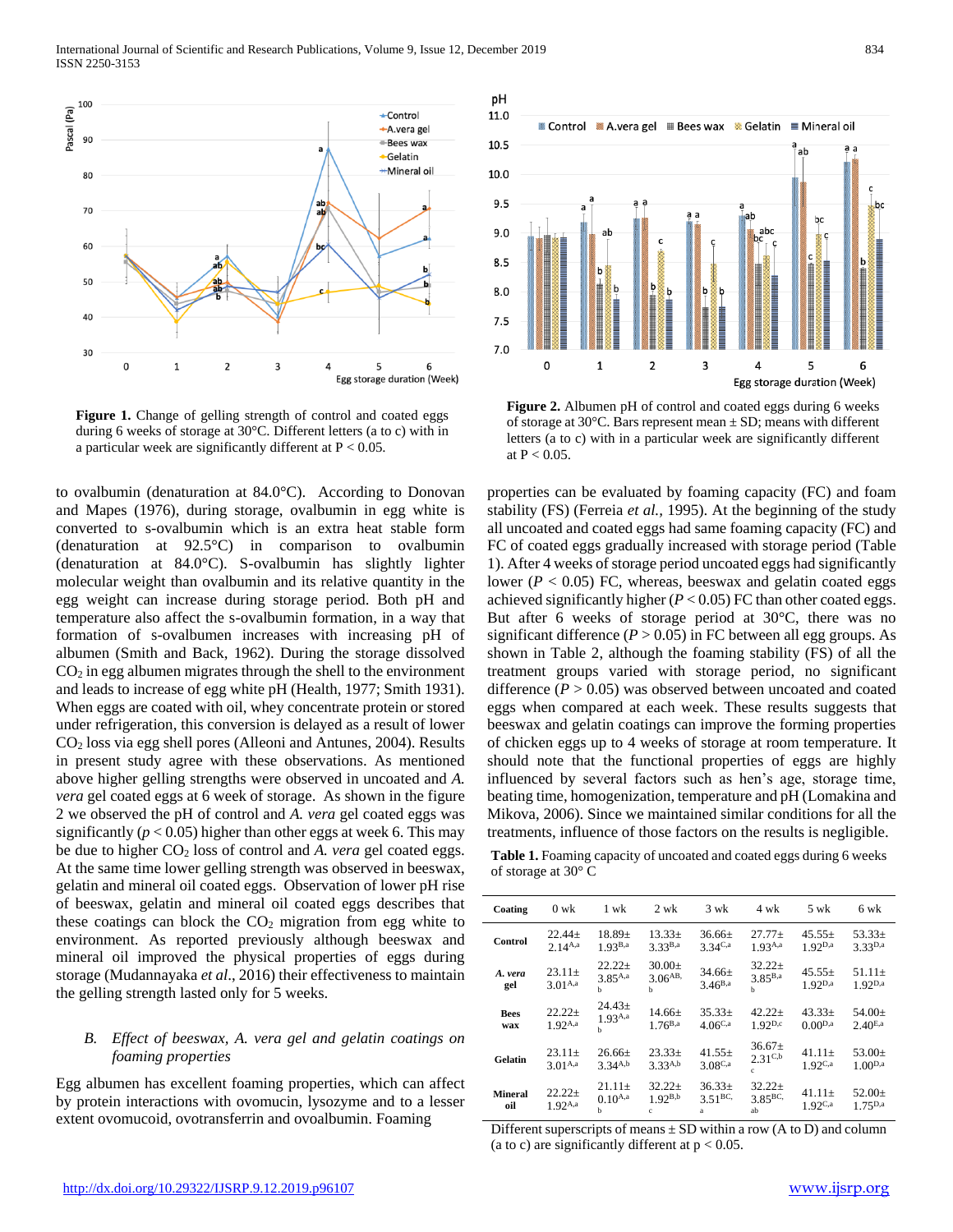Figure 1. Change of gelling strength of control and coated eggs during 6 weeks of storage at 30°C. Different letters (a to c) with in a particular week are significantly different at P < 0.05.

Figure 2. Albumen pH of control and coated eggs during 6 weeks of storage at 30°C. Bars represent mean ± SD; means with different letters (a to c) with in a particular week are significantly different at P < 0.05.

to ovalbumin (denaturation at 84.0°C). According to Donovan and Mapes (1976), during storage, ovalbumin in egg white is converted to s-ovalbumin which is an extra heat stable form (denaturation at 92.5°C) in comparison to ovalbumin (denaturation at 84.0°C). S-ovalbumin has slightly lighter molecular weight than ovalbumin and its relative quantity in the egg weight can increase during storage period. Both pH and temperature also affect the s-ovalbumin formation, in a way that formation of s-ovalbumen increases with increasing pH of albumen (Smith and Back, 1962). During the storage dissolved $CO_2$ in egg albumen migrates through the shell to the environment and leads to increase of egg white pH (Health, 1977; Smith 1931). When eggs are coated with oil, whey concentrate protein or stored under refrigeration, this conversion is delayed as a result of lower $CO_2$ loss via egg shell pores (Alleoni and Antunes, 2004). Results in present study agree with these observations. As mentioned above higher gelling strengths were observed in uncoated and *A. vera* gel coated eggs at 6 week of storage. As shown in the figure 2 we observed the pH of control and *A. vera* gel coated eggs was significantly ($p < 0.05$) higher than other eggs at week 6. This may be due to higher $CO_2$ loss of control and *A. vera* gel coated eggs. At the same time lower gelling strength was observed in beeswax, gelatin and mineral oil coated eggs. Observation of lower pH rise of beeswax, gelatin and mineral oil coated eggs describes that these coatings can block the $CO_2$ migration from egg white to environment. As reported previously although beeswax and mineral oil improved the physical properties of eggs during storage (Mudannayaka *et al*., 2016) their effectiveness to maintain the gelling strength lasted only for 5 weeks.

### B. *Effect of beeswax, A. vera gel and gelatin coatings on foaming properties*

Egg albumen has excellent foaming properties, which can affect by protein interactions with ovomucin, lysozyme and to a lesser extent ovomucoid, ovotransferrin and ovoalbumin. Foaming properties can be evaluated by foaming capacity (FC) and foam stability (FS) (Ferreia *et al.,* 1995). At the beginning of the study all uncoated and coated eggs had same foaming capacity (FC) and FC of coated eggs gradually increased with storage period (Table 1). After 4 weeks of storage period uncoated eggs had significantly lower ($P < 0.05$) FC, whereas, beeswax and gelatin coated eggs achieved significantly higher ($P < 0.05$) FC than other coated eggs. But after 6 weeks of storage period at 30°C, there was no significant difference ($P > 0.05$) in FC between all egg groups. As shown in Table 2, although the foaming stability (FS) of all the treatment groups varied with storage period, no significant difference ($P > 0.05$) was observed between uncoated and coated eggs when compared at each week. These results suggests that beeswax and gelatin coatings can improve the forming properties of chicken eggs up to 4 weeks of storage at room temperature. It should note that the functional properties of eggs are highly influenced by several factors such as hen's age, storage time, beating time, homogenization, temperature and pH (Lomakina and Mikova, 2006). Since we maintained similar conditions for all the treatments, influence of those factors on the results is negligible.

**Table 1.** Foaming capacity of uncoated and coated eggs during 6 weeks of storage at 30° C

| Coating | 0 wk | 1 wk | 2 wk | 3 wk | 4 wk | 5 wk | 6 wk |
|---|---|---|---|---|---|---|---|
| Control | 22.44± 2.14$^{A,a}$ | 18.89± 1.93$^{B,a}$ | 13.33± 3.33$^{B,a}$ | 36.66± 3.34$^{C,a}$ | 27.77± 1.93$^{A,a}$ | 45.55± 1.92$^{D,a}$ | 53.33± 3.33$^{D,a}$ |
| *A. vera* gel | 23.11± 3.01$^{A,a}$ | 22.22± 3.85$^{A,ab}$ | 30.00± 3.06$^{AB,b}$ | 34.66± 3.46$^{B,a}$ | 32.22± 3.85$^{B,ab}$ | 45.55± 1.92$^{D,a}$ | 51.11± 1.92$^{D,a}$ |
| Bees wax | 22.22± 1.92$^{A,a}$ | 24.43± 1.93$^{A,ab}$ | 14.66± 1.76$^{B,a}$ | 35.33± 4.06$^{C,a}$ | 42.22± 1.92$^{D,c}$ | 43.33± 0.00$^{D,a}$ | 54.00± 2.40$^{E,a}$ |
| Gelatin | 23.11± 3.01$^{A,a}$ | 26.66± 3.34$^{A,b}$ | 23.33± 3.33$^{A,b}$ | 41.55± 3.08$^{C,a}$ | 36.67± 2.31$^{C,bc}$ | 41.11± 1.92$^{C,a}$ | 53.00± 1.00$^{D,a}$ |
| Mineral oil | 22.22± 1.92$^{A,a}$ | 21.11± 0.10$^{A,ab}$ | 32.22± 1.92$^{B,bc}$ | 36.33± 3.51$^{BC,a}$ | 32.22± 3.85$^{BC,ab}$ | 41.11± 1.92$^{C,a}$ | 52.00± 1.75$^{D,a}$ |

Different superscripts of means ± SD within a row (A to D) and column (a to c) are significantly different at p < 0.05.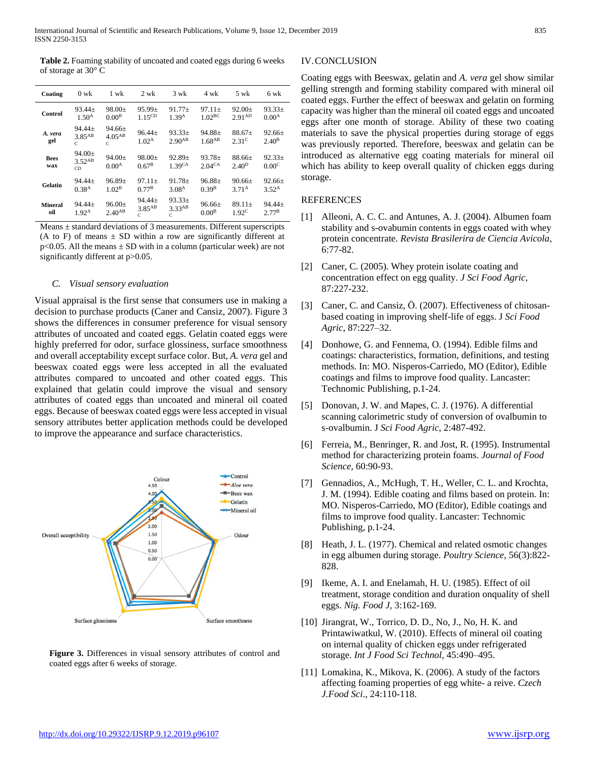**Table 2.** Foaming stability of uncoated and coated eggs during 6 weeks of storage at 30° C

| Coating | 0 wk | 1 wk | 2 wk | 3 wk | 4 wk | 5 wk | 6 wk |
|---|---|---|---|---|---|---|---|
| **Control** | 93.44± 1.50$^{A}$ | 98.00± 0.00$^{B}$ | 95.99± 1.15$^{CD}$ | 91.77± 1.39$^{A}$ | 97.11± 1.02$^{BC}$ | 92.00± 2.91$^{AD}$ | 93.33± 0.00$^{A}$ |
| ***A. vera* gel** | 94.44± 3.85$^{ABC}$ | 94.66± 4.05$^{ABC}$ | 96.44± 1.02$^{A}$ | 93.33± 2.90$^{AB}$ | 94.88± 1.68$^{AB}$ | 88.67± 2.31$^{C}$ | 92.66± 2.40$^{B}$ |
| **Bees wax** | 94.00± 3.52$^{ABCD}$ | 94.00± 0.00$^{A}$ | 98.00± 0.67$^{B}$ | 92.89± 1.39$^{CA}$ | 93.78± 2.04$^{CA}$ | 88.66± 2.40$^{D}$ | 92.33± 0.00$^{C}$ |
| **Gelatin** | 94.44± 0.38$^{A}$ | 96.89± 1.02$^{B}$ | 97.11± 0.77$^{B}$ | 91.78± 3.08$^{A}$ | 96.88± 0.39$^{B}$ | 90.66± 3.71$^{A}$ | 92.66± 3.52$^{A}$ |
| **Mineral oil** | 94.44± 1.92$^{A}$ | 96.00± 2.40$^{AB}$ | 94.44± 3.85$^{ABC}$ | 93.33± 3.33$^{ABC}$ | 96.66± 0.00$^{B}$ | 89.11± 1.92$^{C}$ | 94.44± 2.77$^{B}$ |

Means ± standard deviations of 3 measurements. Different superscripts (A to F) of means ± SD within a row are significantly different at $p<0.05$. All the means ± SD with in a column (particular week) are not significantly different at $p>0.05$.

### C. *Visual sensory evaluation*

Visual appraisal is the first sense that consumers use in making a decision to purchase products (Caner and Cansiz, 2007). Figure 3 shows the differences in consumer preference for visual sensory attributes of uncoated and coated eggs. Gelatin coated eggs were highly preferred for odor, surface glossiness, surface smoothness and overall acceptability except surface color. But, *A. vera* gel and beeswax coated eggs were less accepted in all the evaluated attributes compared to uncoated and other coated eggs. This explained that gelatin could improve the visual and sensory attributes of coated eggs than uncoated and mineral oil coated eggs. Because of beeswax coated eggs were less accepted in visual sensory attributes better application methods could be developed to improve the appearance and surface characteristics.

**Figure 3.** Differences in visual sensory attributes of control and coated eggs after 6 weeks of storage.

## IV. CONCLUSION

Coating eggs with Beeswax, gelatin and *A. vera* gel show similar gelling strength and forming stability compared with mineral oil coated eggs. Further the effect of beeswax and gelatin on forming capacity was higher than the mineral oil coated eggs and uncoated eggs after one month of storage. Ability of these two coating materials to save the physical properties during storage of eggs was previously reported. Therefore, beeswax and gelatin can be introduced as alternative egg coating materials for mineral oil which has ability to keep overall quality of chicken eggs during storage.

## REFERENCES

[1] Alleoni, A. C. C. and Antunes, A. J. (2004). Albumen foam stability and s-ovabumin contents in eggs coated with whey protein concentrate. *Revista Brasilerira de Ciencia Avicola*, 6:77-82.

[2] Caner, C. (2005). Whey protein isolate coating and concentration effect on egg quality. *J Sci Food Agric*, 87:227-232.

[3] Caner, C. and Cansiz, Ö. (2007). Effectiveness of chitosan-based coating in improving shelf-life of eggs. J *Sci Food Agric*, 87:227–32.

[4] Donhowe, G. and Fennema, O. (1994). Edible films and coatings: characteristics, formation, definitions, and testing methods. In: MO. Nisperos-Carriedo, MO (Editor), Edible coatings and films to improve food quality. Lancaster: Technomic Publishing, p.1-24.

[5] Donovan, J. W. and Mapes, C. J. (1976). A differential scanning calorimetric study of conversion of ovalbumin to s-ovalbumin. J *Sci Food Agric*, 2:487-492.

[6] Ferreia, M., Benringer, R. and Jost, R. (1995). Instrumental method for characterizing protein foams. *Journal of Food Science*, 60:90-93.

[7] Gennadios, A., McHugh, T. H., Weller, C. L. and Krochta, J. M. (1994). Edible coating and films based on protein. In: MO. Nisperos-Carriedo, MO (Editor), Edible coatings and films to improve food quality. Lancaster: Technomic Publishing, p.1-24.

[8] Heath, J. L. (1977). Chemical and related osmotic changes in egg albumen during storage. *Poultry Science*, 56(3):822-828.

[9] Ikeme, A. I. and Enelamah, H. U. (1985). Effect of oil treatment, storage condition and duration onquality of shell eggs. *Nig. Food J*, 3:162-169.

[10] Jirangrat, W., Torrico, D. D., No, J., No, H. K. and Printawiwatkul, W. (2010). Effects of mineral oil coating on internal quality of chicken eggs under refrigerated storage. *Int J Food Sci Technol*, 45:490–495.

[11] Lomakina, K., Mikova, K. (2006). A study of the factors affecting foaming properties of egg white- a reive. *Czech J.Food Sci*., 24:110-118.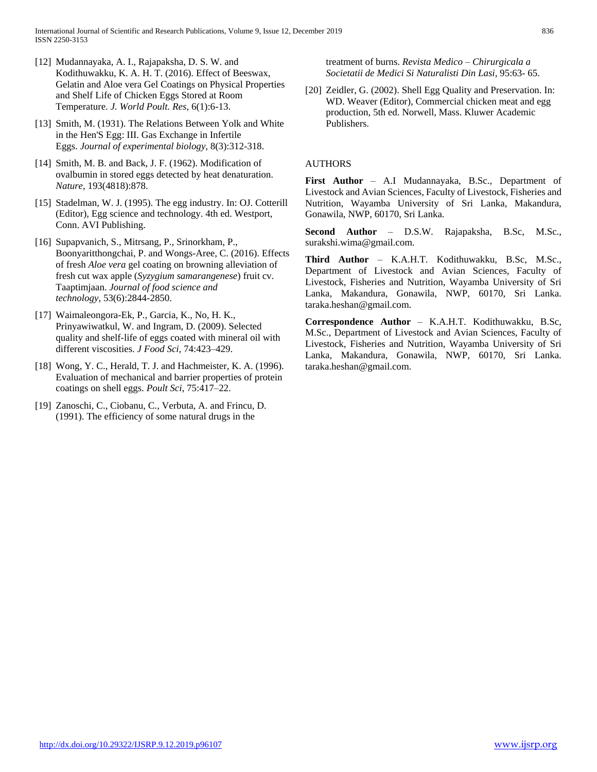[12] Mudannayaka, A. I., Rajapaksha, D. S. W. and Kodithuwakku, K. A. H. T. (2016). Effect of Beeswax, Gelatin and Aloe vera Gel Coatings on Physical Properties and Shelf Life of Chicken Eggs Stored at Room Temperature. *J. World Poult. Res*, 6(1):6-13.

[13] Smith, M. (1931). The Relations Between Yolk and White in the Hen'S Egg: III. Gas Exchange in Infertile Eggs. *Journal of experimental biology*, 8(3):312-318.

[14] Smith, M. B. and Back, J. F. (1962). Modification of ovalbumin in stored eggs detected by heat denaturation. *Nature*, 193(4818):878.

[15] Stadelman, W. J. (1995). The egg industry. In: OJ. Cotterill (Editor), Egg science and technology. 4th ed. Westport, Conn. AVI Publishing.

[16] Supapvanich, S., Mitrsang, P., Srinorkham, P., Boonyaritthongchai, P. and Wongs-Aree, C. (2016). Effects of fresh *Aloe vera* gel coating on browning alleviation of fresh cut wax apple (*Syzygium samarangenese*) fruit cv. Taaptimjaan. *Journal of food science and technology*, 53(6):2844-2850.

[17] Waimaleongora-Ek, P., Garcia, K., No, H. K., Prinyawiwatkul, W. and Ingram, D. (2009). Selected quality and shelf-life of eggs coated with mineral oil with different viscosities. *J Food Sci*, 74:423–429.

[18] Wong, Y. C., Herald, T. J. and Hachmeister, K. A. (1996). Evaluation of mechanical and barrier properties of protein coatings on shell eggs. *Poult Sci*, 75:417–22.

[19] Zanoschi, C., Ciobanu, C., Verbuta, A. and Frincu, D. (1991). The efficiency of some natural drugs in the treatment of burns. *Revista Medico – Chirurgicala a Societatii de Medici Si Naturalisti Din Lasi*, 95:63- 65.

[20] Zeidler, G. (2002). Shell Egg Quality and Preservation. In: WD. Weaver (Editor), Commercial chicken meat and egg production, 5th ed. Norwell, Mass. Kluwer Academic Publishers.

AUTHORS

**First Author** – A.I Mudannayaka, B.Sc., Department of Livestock and Avian Sciences, Faculty of Livestock, Fisheries and Nutrition, Wayamba University of Sri Lanka, Makandura, Gonawila, NWP, 60170, Sri Lanka.

**Second Author** – D.S.W. Rajapaksha, B.Sc, M.Sc., surakshi.wima@gmail.com.

**Third Author** – K.A.H.T. Kodithuwakku, B.Sc, M.Sc., Department of Livestock and Avian Sciences, Faculty of Livestock, Fisheries and Nutrition, Wayamba University of Sri Lanka, Makandura, Gonawila, NWP, 60170, Sri Lanka. taraka.heshan@gmail.com.

**Correspondence Author** – K.A.H.T. Kodithuwakku, B.Sc, M.Sc., Department of Livestock and Avian Sciences, Faculty of Livestock, Fisheries and Nutrition, Wayamba University of Sri Lanka, Makandura, Gonawila, NWP, 60170, Sri Lanka. taraka.heshan@gmail.com.